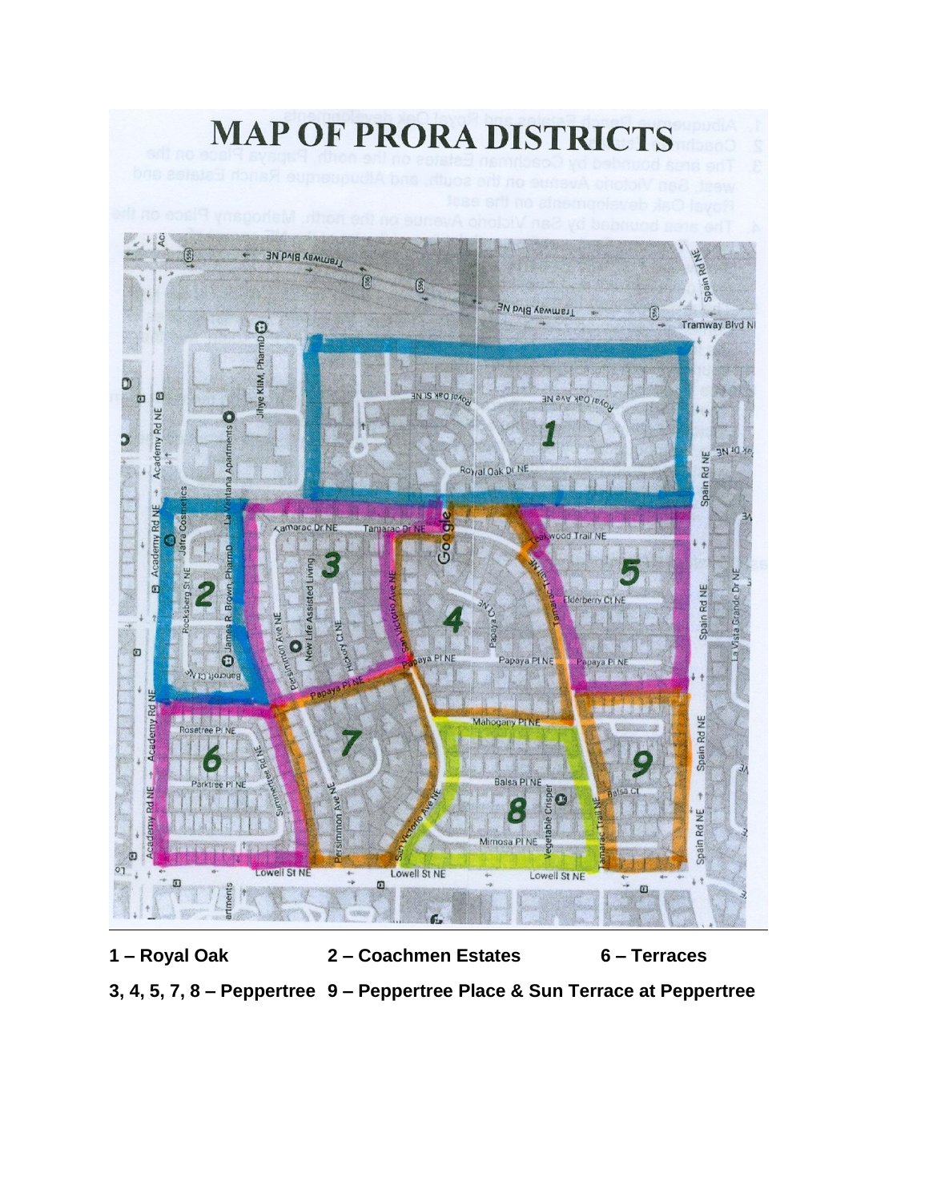# MAP OF PRORA DISTRICTS

**1 – Royal Oak** **2 – Coachmen Estates** **6 – Terraces**

**3, 4, 5, 7, 8 – Peppertree** **9 – Peppertree Place & Sun Terrace at Peppertree**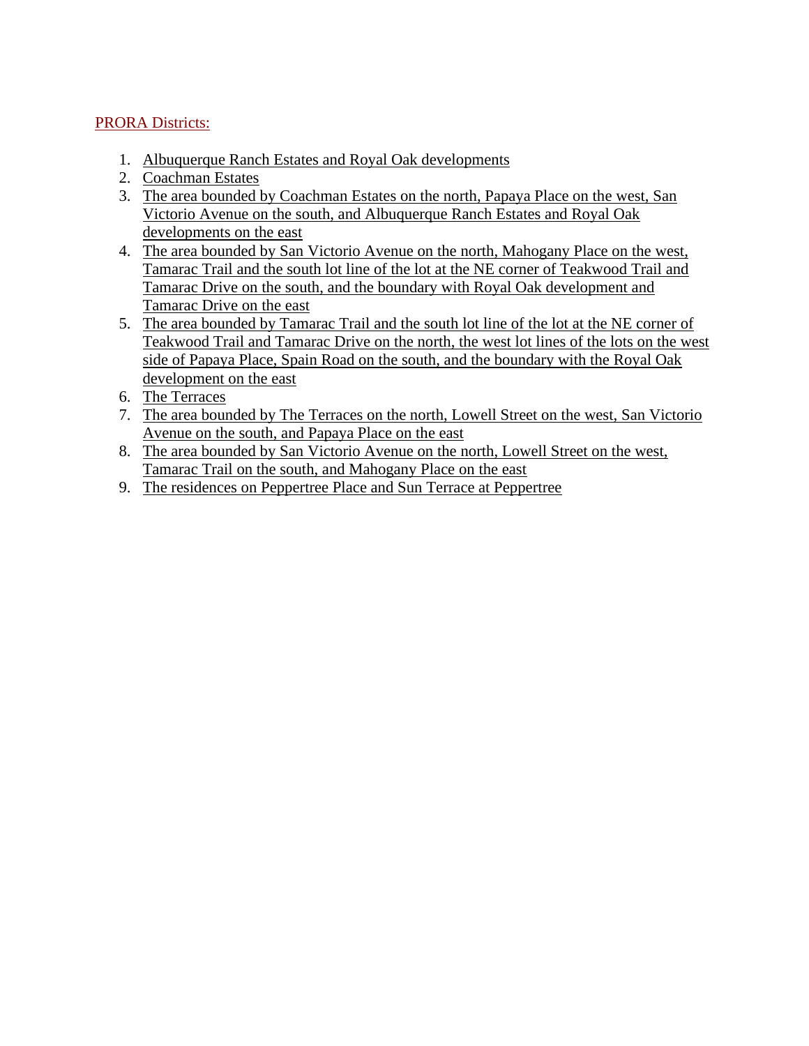PRORA Districts:

1. Albuquerque Ranch Estates and Royal Oak developments
2. Coachman Estates
3. The area bounded by Coachman Estates on the north, Papaya Place on the west, San Victorio Avenue on the south, and Albuquerque Ranch Estates and Royal Oak developments on the east
4. The area bounded by San Victorio Avenue on the north, Mahogany Place on the west, Tamarac Trail and the south lot line of the lot at the NE corner of Teakwood Trail and Tamarac Drive on the south, and the boundary with Royal Oak development and Tamarac Drive on the east
5. The area bounded by Tamarac Trail and the south lot line of the lot at the NE corner of Teakwood Trail and Tamarac Drive on the north, the west lot lines of the lots on the west side of Papaya Place, Spain Road on the south, and the boundary with the Royal Oak development on the east
6. The Terraces
7. The area bounded by The Terraces on the north, Lowell Street on the west, San Victorio Avenue on the south, and Papaya Place on the east
8. The area bounded by San Victorio Avenue on the north, Lowell Street on the west, Tamarac Trail on the south, and Mahogany Place on the east
9. The residences on Peppertree Place and Sun Terrace at Peppertree